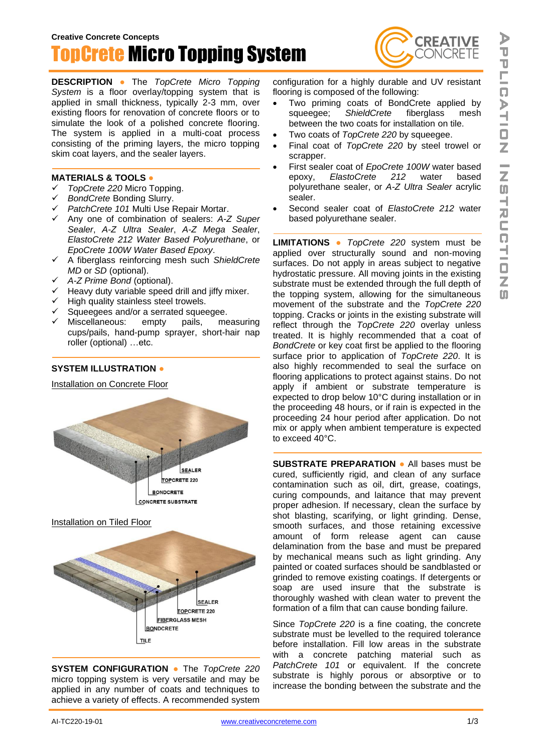Creative Concrete Concepts

# TopCrete Micro Topping System

**DESCRIPTION** ● The *TopCrete Micro Topping System* is a floor overlay/topping system that is applied in small thickness, typically 2-3 mm, over existing floors for renovation of concrete floors or to simulate the look of a polished concrete flooring. The system is applied in a multi-coat process consisting of the priming layers, the micro topping skim coat layers, and the sealer layers.

**MATERIALS & TOOLS** ●

- ✓ *TopCrete 220* Micro Topping.
- ✓ *BondCrete* Bonding Slurry.
- ✓ *PatchCrete 101* Multi Use Repair Mortar.
- ✓ Any one of combination of sealers: *A-Z Super Sealer*, *A-Z Ultra Sealer*, *A-Z Mega Sealer*, *ElastoCrete 212 Water Based Polyurethane*, or *EpoCrete 100W Water Based Epoxy*.
- ✓ A fiberglass reinforcing mesh such *ShieldCrete MD* or *SD* (optional).
- ✓ *A-Z Prime Bond* (optional).
- ✓ Heavy duty variable speed drill and jiffy mixer.
- ✓ High quality stainless steel trowels.
- ✓ Squeegees and/or a serrated squeegee.
- ✓ Miscellaneous: empty pails, measuring cups/pails, hand-pump sprayer, short-hair nap roller (optional) …etc.

**SYSTEM ILLUSTRATION** ●

Installation on Concrete Floor

SEALER
TOPCRETE 220
BONDCRETE
CONCRETE SUBSTRATE

Installation on Tiled Floor

SEALER
TOPCRETE 220
FIBERGLASS MESH
BONDCRETE
TILE

**SYSTEM CONFIGURATION** ● The *TopCrete 220* micro topping system is very versatile and may be applied in any number of coats and techniques to achieve a variety of effects. A recommended system configuration for a highly durable and UV resistant flooring is composed of the following:

- Two priming coats of BondCrete applied by squeegee; *ShieldCrete* fiberglass mesh between the two coats for installation on tile.
- Two coats of *TopCrete 220* by squeegee.
- Final coat of *TopCrete 220* by steel trowel or scrapper.
- First sealer coat of *EpoCrete 100W* water based epoxy, *ElastoCrete 212* water based polyurethane sealer, or *A-Z Ultra Sealer* acrylic sealer.
- Second sealer coat of *ElastoCrete 212* water based polyurethane sealer.

**LIMITATIONS** ● *TopCrete 220* system must be applied over structurally sound and non-moving surfaces. Do not apply in areas subject to negative hydrostatic pressure. All moving joints in the existing substrate must be extended through the full depth of the topping system, allowing for the simultaneous movement of the substrate and the *TopCrete 220* topping. Cracks or joints in the existing substrate will reflect through the *TopCrete 220* overlay unless treated. It is highly recommended that a coat of *BondCrete* or key coat first be applied to the flooring surface prior to application of *TopCrete 220*. It is also highly recommended to seal the surface on flooring applications to protect against stains. Do not apply if ambient or substrate temperature is expected to drop below 10°C during installation or in the proceeding 48 hours, or if rain is expected in the proceeding 24 hour period after application. Do not mix or apply when ambient temperature is expected to exceed 40°C.

**SUBSTRATE PREPARATION** ● All bases must be cured, sufficiently rigid, and clean of any surface contamination such as oil, dirt, grease, coatings, curing compounds, and laitance that may prevent proper adhesion. If necessary, clean the surface by shot blasting, scarifying, or light grinding. Dense, smooth surfaces, and those retaining excessive amount of form release agent can cause delamination from the base and must be prepared by mechanical means such as light grinding. Any painted or coated surfaces should be sandblasted or grinded to remove existing coatings. If detergents or soap are used insure that the substrate is thoroughly washed with clean water to prevent the formation of a film that can cause bonding failure.

Since *TopCrete 220* is a fine coating, the concrete substrate must be levelled to the required tolerance before installation. Fill low areas in the substrate with a concrete patching material such as *PatchCrete 101* or equivalent. If the concrete substrate is highly porous or absorptive or to increase the bonding between the substrate and the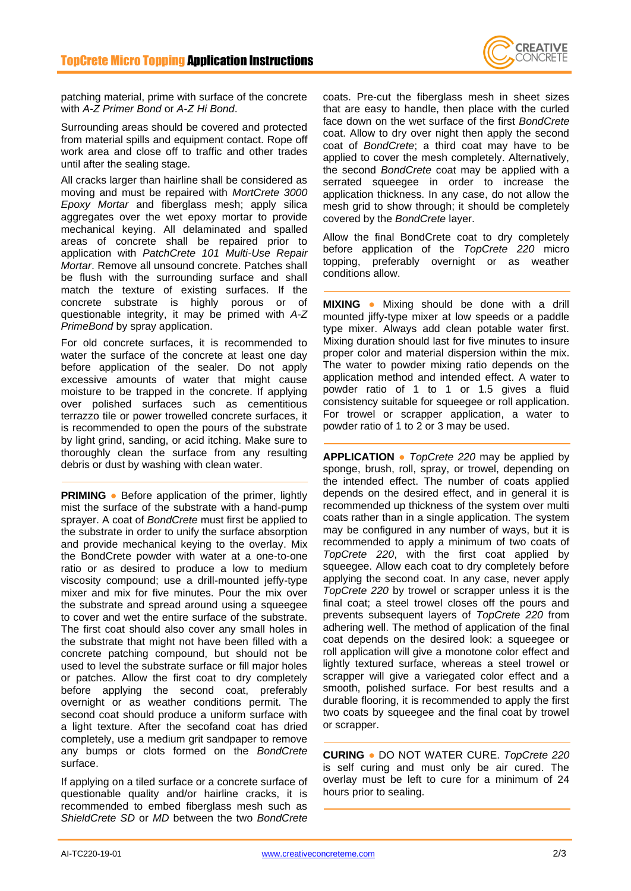patching material, prime with surface of the concrete with *A-Z Primer Bond* or *A-Z Hi Bond*.

Surrounding areas should be covered and protected from material spills and equipment contact. Rope off work area and close off to traffic and other trades until after the sealing stage.

All cracks larger than hairline shall be considered as moving and must be repaired with *MortCrete 3000 Epoxy Mortar* and fiberglass mesh; apply silica aggregates over the wet epoxy mortar to provide mechanical keying. All delaminated and spalled areas of concrete shall be repaired prior to application with *PatchCrete 101 Multi-Use Repair Mortar*. Remove all unsound concrete. Patches shall be flush with the surrounding surface and shall match the texture of existing surfaces. If the concrete substrate is highly porous or of questionable integrity, it may be primed with *A-Z PrimeBond* by spray application.

For old concrete surfaces, it is recommended to water the surface of the concrete at least one day before application of the sealer. Do not apply excessive amounts of water that might cause moisture to be trapped in the concrete. If applying over polished surfaces such as cementitious terrazzo tile or power trowelled concrete surfaces, it is recommended to open the pours of the substrate by light grind, sanding, or acid itching. Make sure to thoroughly clean the surface from any resulting debris or dust by washing with clean water.

**PRIMING** ● Before application of the primer, lightly mist the surface of the substrate with a hand-pump sprayer. A coat of *BondCrete* must first be applied to the substrate in order to unify the surface absorption and provide mechanical keying to the overlay. Mix the BondCrete powder with water at a one-to-one ratio or as desired to produce a low to medium viscosity compound; use a drill-mounted jeffy-type mixer and mix for five minutes. Pour the mix over the substrate and spread around using a squeegee to cover and wet the entire surface of the substrate. The first coat should also cover any small holes in the substrate that might not have been filled with a concrete patching compound, but should not be used to level the substrate surface or fill major holes or patches. Allow the first coat to dry completely before applying the second coat, preferably overnight or as weather conditions permit. The second coat should produce a uniform surface with a light texture. After the secofand coat has dried completely, use a medium grit sandpaper to remove any bumps or clots formed on the *BondCrete* surface.

If applying on a tiled surface or a concrete surface of questionable quality and/or hairline cracks, it is recommended to embed fiberglass mesh such as *ShieldCrete SD* or *MD* between the two *BondCrete* coats. Pre-cut the fiberglass mesh in sheet sizes that are easy to handle, then place with the curled face down on the wet surface of the first *BondCrete* coat. Allow to dry over night then apply the second coat of *BondCrete*; a third coat may have to be applied to cover the mesh completely. Alternatively, the second *BondCrete* coat may be applied with a serrated squeegee in order to increase the application thickness. In any case, do not allow the mesh grid to show through; it should be completely covered by the *BondCrete* layer.

Allow the final BondCrete coat to dry completely before application of the *TopCrete 220* micro topping, preferably overnight or as weather conditions allow.

**MIXING** ● Mixing should be done with a drill mounted jiffy-type mixer at low speeds or a paddle type mixer. Always add clean potable water first. Mixing duration should last for five minutes to insure proper color and material dispersion within the mix. The water to powder mixing ratio depends on the application method and intended effect. A water to powder ratio of 1 to 1 or 1.5 gives a fluid consistency suitable for squeegee or roll application. For trowel or scrapper application, a water to powder ratio of 1 to 2 or 3 may be used.

**APPLICATION** ● *TopCrete 220* may be applied by sponge, brush, roll, spray, or trowel, depending on the intended effect. The number of coats applied depends on the desired effect, and in general it is recommended up thickness of the system over multi coats rather than in a single application. The system may be configured in any number of ways, but it is recommended to apply a minimum of two coats of *TopCrete 220*, with the first coat applied by squeegee. Allow each coat to dry completely before applying the second coat. In any case, never apply *TopCrete 220* by trowel or scrapper unless it is the final coat; a steel trowel closes off the pours and prevents subsequent layers of *TopCrete 220* from adhering well. The method of application of the final coat depends on the desired look: a squeegee or roll application will give a monotone color effect and lightly textured surface, whereas a steel trowel or scrapper will give a variegated color effect and a smooth, polished surface. For best results and a durable flooring, it is recommended to apply the first two coats by squeegee and the final coat by trowel or scrapper.

**CURING** ● DO NOT WATER CURE. *TopCrete 220* is self curing and must only be air cured. The overlay must be left to cure for a minimum of 24 hours prior to sealing.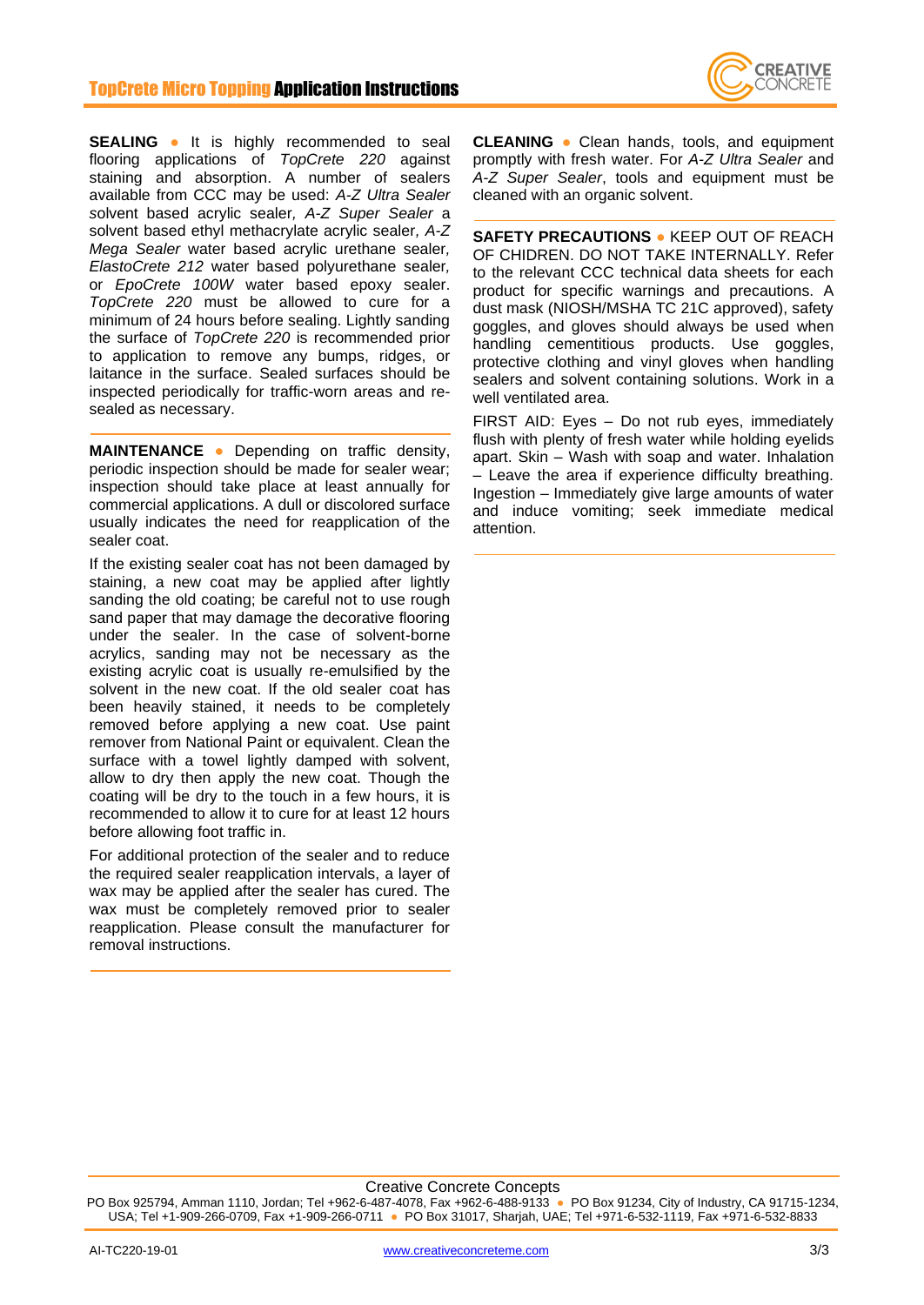**SEALING** ● It is highly recommended to seal flooring applications of *TopCrete 220* against staining and absorption. A number of sealers available from CCC may be used: *A-Z Ultra Sealer* solvent based acrylic sealer, *A-Z Super Sealer* a solvent based ethyl methacrylate acrylic sealer, *A-Z Mega Sealer* water based acrylic urethane sealer, *ElastoCrete 212* water based polyurethane sealer, or *EpoCrete 100W* water based epoxy sealer. *TopCrete 220* must be allowed to cure for a minimum of 24 hours before sealing. Lightly sanding the surface of *TopCrete 220* is recommended prior to application to remove any bumps, ridges, or laitance in the surface. Sealed surfaces should be inspected periodically for traffic-worn areas and re-sealed as necessary.

**MAINTENANCE** ● Depending on traffic density, periodic inspection should be made for sealer wear; inspection should take place at least annually for commercial applications. A dull or discolored surface usually indicates the need for reapplication of the sealer coat.

If the existing sealer coat has not been damaged by staining, a new coat may be applied after lightly sanding the old coating; be careful not to use rough sand paper that may damage the decorative flooring under the sealer. In the case of solvent-borne acrylics, sanding may not be necessary as the existing acrylic coat is usually re-emulsified by the solvent in the new coat. If the old sealer coat has been heavily stained, it needs to be completely removed before applying a new coat. Use paint remover from National Paint or equivalent. Clean the surface with a towel lightly damped with solvent, allow to dry then apply the new coat. Though the coating will be dry to the touch in a few hours, it is recommended to allow it to cure for at least 12 hours before allowing foot traffic in.

For additional protection of the sealer and to reduce the required sealer reapplication intervals, a layer of wax may be applied after the sealer has cured. The wax must be completely removed prior to sealer reapplication. Please consult the manufacturer for removal instructions.

**CLEANING** ● Clean hands, tools, and equipment promptly with fresh water. For *A-Z Ultra Sealer* and *A-Z Super Sealer*, tools and equipment must be cleaned with an organic solvent.

**SAFETY PRECAUTIONS** ● KEEP OUT OF REACH OF CHIDREN. DO NOT TAKE INTERNALLY. Refer to the relevant CCC technical data sheets for each product for specific warnings and precautions. A dust mask (NIOSH/MSHA TC 21C approved), safety goggles, and gloves should always be used when handling cementitious products. Use goggles, protective clothing and vinyl gloves when handling sealers and solvent containing solutions. Work in a well ventilated area.

FIRST AID: Eyes – Do not rub eyes, immediately flush with plenty of fresh water while holding eyelids apart. Skin – Wash with soap and water. Inhalation – Leave the area if experience difficulty breathing. Ingestion – Immediately give large amounts of water and induce vomiting; seek immediate medical attention.

Creative Concrete Concepts

PO Box 925794, Amman 1110, Jordan; Tel +962-6-487-4078, Fax +962-6-488-9133 ● PO Box 91234, City of Industry, CA 91715-1234, USA; Tel +1-909-266-0709, Fax +1-909-266-0711 ● PO Box 31017, Sharjah, UAE; Tel +971-6-532-1119, Fax +971-6-532-8833

AI-TC220-19-01 www.creativeconcreteme.com